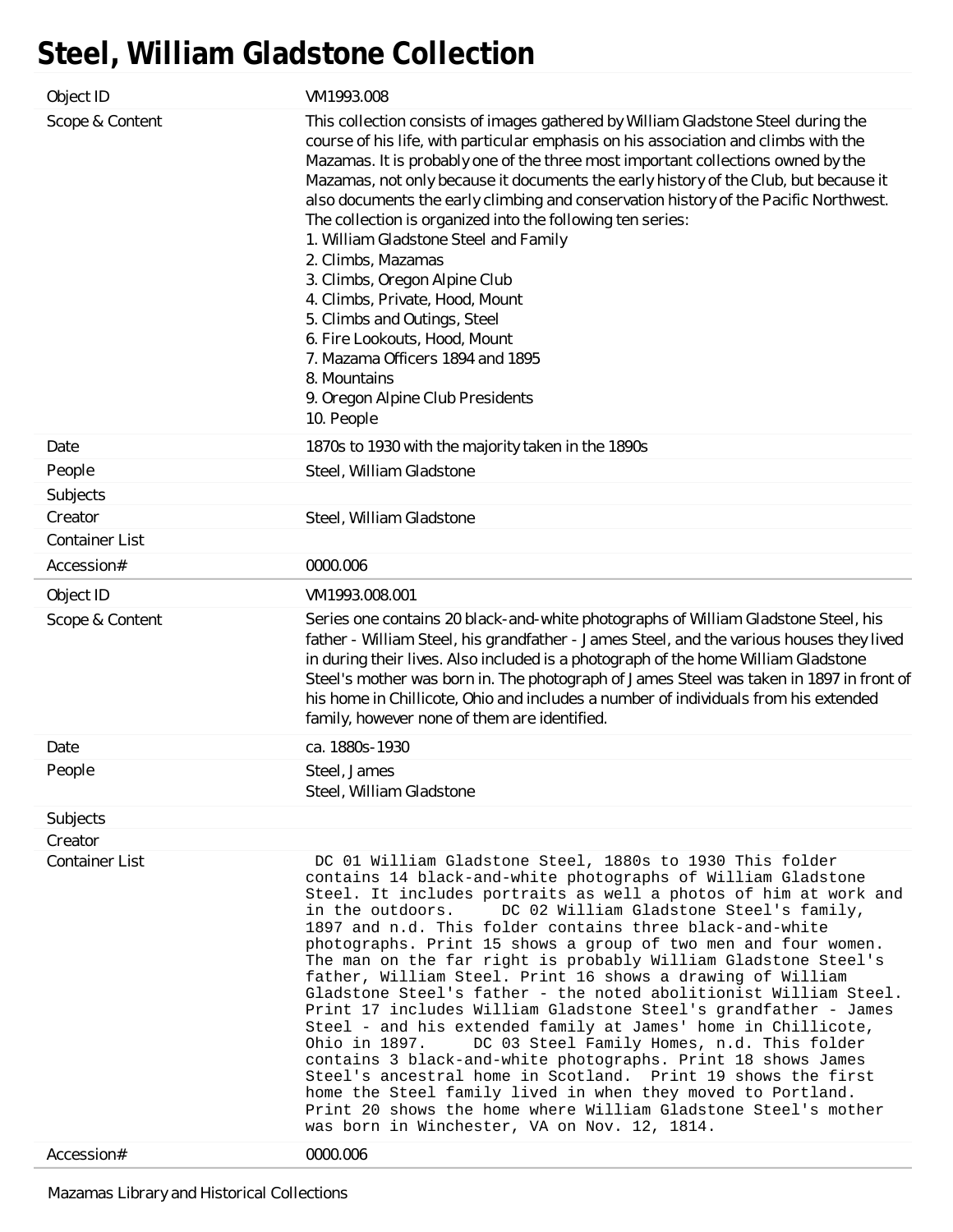# Steel, William Gladstone Collection

| | |
|---|---|
| Object ID | VM1993.008 |
| Scope & Content | This collection consists of images gathered by William Gladstone Steel during the course of his life, with particular emphasis on his association and climbs with the Mazamas. It is probably one of the three most important collections owned by the Mazamas, not only because it documents the early history of the Club, but because it also documents the early climbing and conservation history of the Pacific Northwest. The collection is organized into the following ten series:<br>1. William Gladstone Steel and Family<br>2. Climbs, Mazamas<br>3. Climbs, Oregon Alpine Club<br>4. Climbs, Private, Hood, Mount<br>5. Climbs and Outings, Steel<br>6. Fire Lookouts, Hood, Mount<br>7. Mazama Officers 1894 and 1895<br>8. Mountains<br>9. Oregon Alpine Club Presidents<br>10. People |
| Date | 1870s to 1930 with the majority taken in the 1890s |
| People | Steel, William Gladstone |
| Subjects | |
| Creator | Steel, William Gladstone |
| Container List | |
| Accession# | 0000.006 |

| | |
|---|---|
| Object ID | VM1993.008.001 |
| Scope & Content | Series one contains 20 black-and-white photographs of William Gladstone Steel, his father - William Steel, his grandfather - James Steel, and the various houses they lived in during their lives. Also included is a photograph of the home William Gladstone Steel's mother was born in. The photograph of James Steel was taken in 1897 in front of his home in Chillicote, Ohio and includes a number of individuals from his extended family, however none of them are identified. |
| Date | ca. 1880s-1930 |
| People | Steel, James<br>Steel, William Gladstone |
| Subjects | |
| Creator | |
| Container List | DC 01 William Gladstone Steel, 1880s to 1930 This folder contains 14 black-and-white photographs of William Gladstone Steel. It includes portraits as well a photos of him at work and in the outdoors. DC 02 William Gladstone Steel's family, 1897 and n.d. This folder contains three black-and-white photographs. Print 15 shows a group of two men and four women. The man on the far right is probably William Gladstone Steel's father, William Steel. Print 16 shows a drawing of William Gladstone Steel's father - the noted abolitionist William Steel. Print 17 includes William Gladstone Steel's grandfather - James Steel - and his extended family at James' home in Chillicote, Ohio in 1897. DC 03 Steel Family Homes, n.d. This folder contains 3 black-and-white photographs. Print 18 shows James Steel's ancestral home in Scotland. Print 19 shows the first home the Steel family lived in when they moved to Portland. Print 20 shows the home where William Gladstone Steel's mother was born in Winchester, VA on Nov. 12, 1814. |
| Accession# | 0000.006 |

Mazamas Library and Historical Collections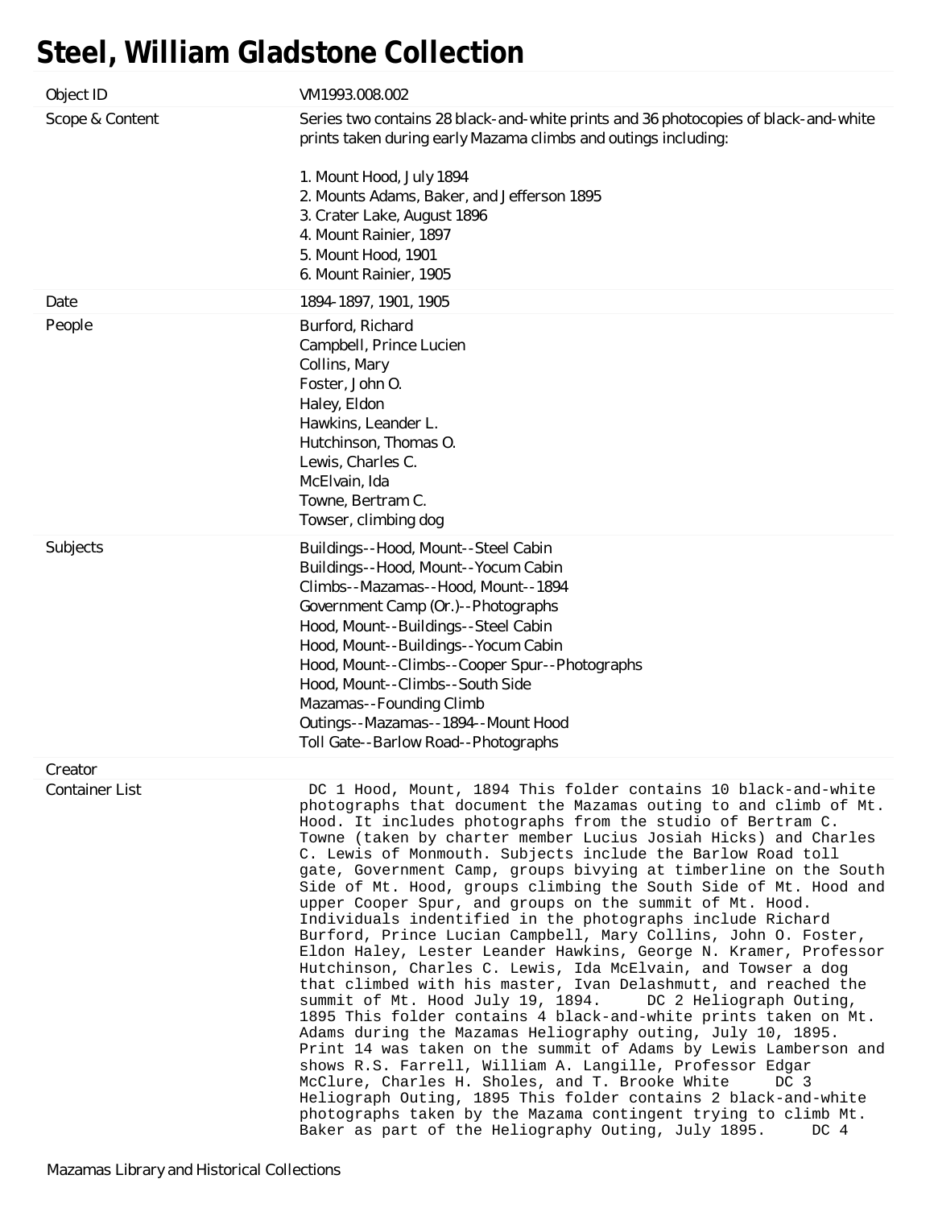# Steel, William Gladstone Collection

| | |
|---|---|
| Object ID | VM1993.008.002 |
| Scope & Content | Series two contains 28 black-and-white prints and 36 photocopies of black-and-white prints taken during early Mazama climbs and outings including:<br><br>1. Mount Hood, July 1894<br>2. Mounts Adams, Baker, and Jefferson 1895<br>3. Crater Lake, August 1896<br>4. Mount Rainier, 1897<br>5. Mount Hood, 1901<br>6. Mount Rainier, 1905 |
| Date | 1894-1897, 1901, 1905 |
| People | Burford, Richard<br>Campbell, Prince Lucien<br>Collins, Mary<br>Foster, John O.<br>Haley, Eldon<br>Hawkins, Leander L.<br>Hutchinson, Thomas O.<br>Lewis, Charles C.<br>McElvain, Ida<br>Towne, Bertram C.<br>Towser, climbing dog |
| Subjects | Buildings--Hood, Mount--Steel Cabin<br>Buildings--Hood, Mount--Yocum Cabin<br>Climbs--Mazamas--Hood, Mount--1894<br>Government Camp (Or.)--Photographs<br>Hood, Mount--Buildings--Steel Cabin<br>Hood, Mount--Buildings--Yocum Cabin<br>Hood, Mount--Climbs--Cooper Spur--Photographs<br>Hood, Mount--Climbs--South Side<br>Mazamas--Founding Climb<br>Outings--Mazamas--1894--Mount Hood<br>Toll Gate--Barlow Road--Photographs |
| Creator | |
| Container List | DC 1 Hood, Mount, 1894 This folder contains 10 black-and-white photographs that document the Mazamas outing to and climb of Mt. Hood. It includes photographs from the studio of Bertram C. Towne (taken by charter member Lucius Josiah Hicks) and Charles C. Lewis of Monmouth. Subjects include the Barlow Road toll gate, Government Camp, groups bivying at timberline on the South Side of Mt. Hood, groups climbing the South Side of Mt. Hood and upper Cooper Spur, and groups on the summit of Mt. Hood. Individuals indentified in the photographs include Richard Burford, Prince Lucian Campbell, Mary Collins, John O. Foster, Eldon Haley, Lester Leander Hawkins, George N. Kramer, Professor Hutchinson, Charles C. Lewis, Ida McElvain, and Towser a dog that climbed with his master, Ivan Delashmutt, and reached the summit of Mt. Hood July 19, 1894. DC 2 Heliograph Outing, 1895 This folder contains 4 black-and-white prints taken on Mt. Adams during the Mazamas Heliography outing, July 10, 1895. Print 14 was taken on the summit of Adams by Lewis Lamberson and shows R.S. Farrell, William A. Langille, Professor Edgar McClure, Charles H. Sholes, and T. Brooke White DC 3 Heliograph Outing, 1895 This folder contains 2 black-and-white photographs taken by the Mazama contingent trying to climb Mt. Baker as part of the Heliography Outing, July 1895. DC 4 |

Mazamas Library and Historical Collections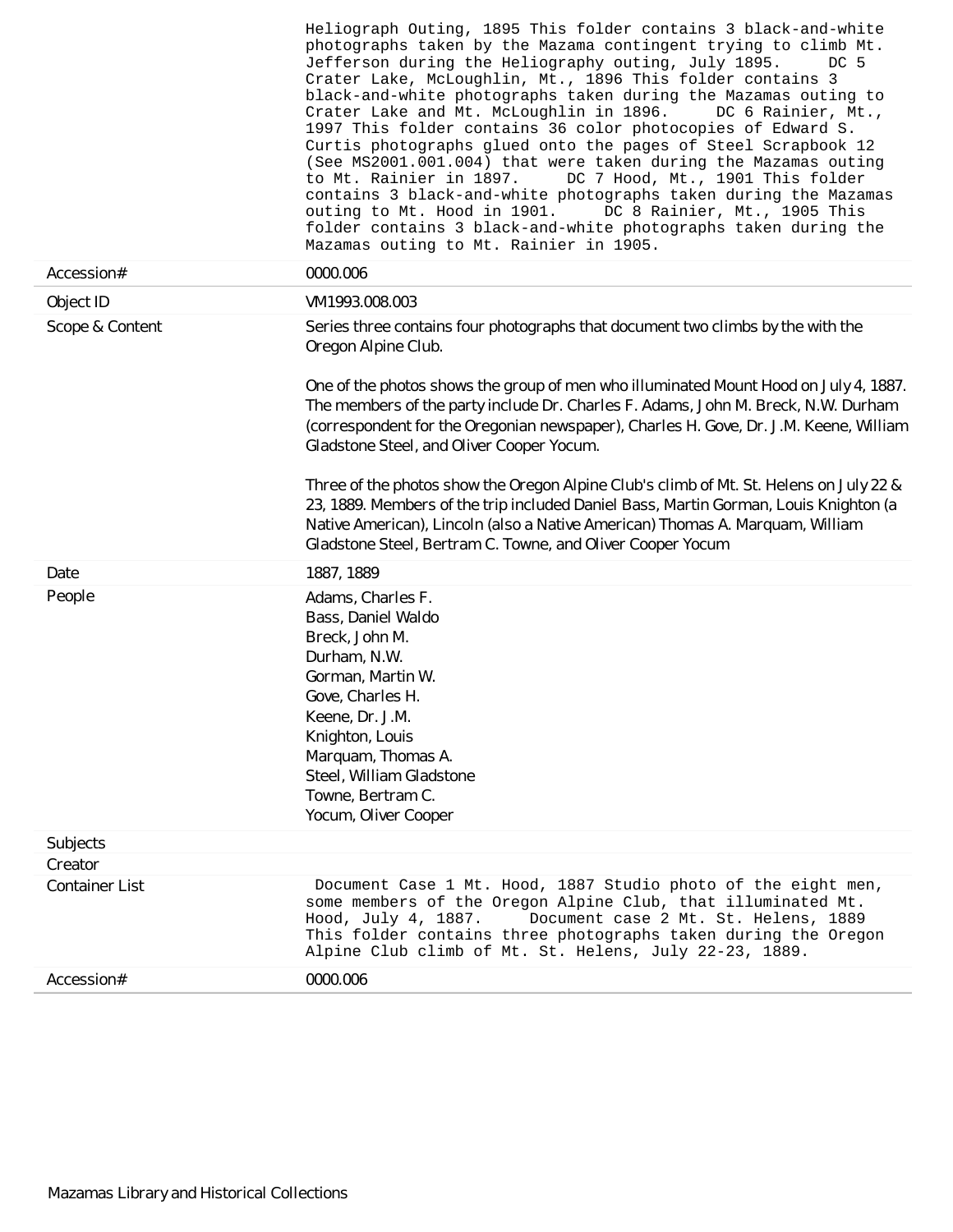| | |
|---|---|
| | Heliograph Outing, 1895 This folder contains 3 black-and-white photographs taken by the Mazama contingent trying to climb Mt. Jefferson during the Heliography outing, July 1895. DC 5 Crater Lake, McLoughlin, Mt., 1896 This folder contains 3 black-and-white photographs taken during the Mazamas outing to Crater Lake and Mt. McLoughlin in 1896. DC 6 Rainier, Mt., 1997 This folder contains 36 color photocopies of Edward S. Curtis photographs glued onto the pages of Steel Scrapbook 12 (See MS2001.001.004) that were taken during the Mazamas outing to Mt. Rainier in 1897. DC 7 Hood, Mt., 1901 This folder contains 3 black-and-white photographs taken during the Mazamas outing to Mt. Hood in 1901. DC 8 Rainier, Mt., 1905 This folder contains 3 black-and-white photographs taken during the Mazamas outing to Mt. Rainier in 1905. |
| Accession# | 0000.006 |

| | |
|---|---|
| Object ID | VM1993.008.003 |
| Scope & Content | Series three contains four photographs that document two climbs by the with the Oregon Alpine Club.<br><br>One of the photos shows the group of men who illuminated Mount Hood on July 4, 1887. The members of the party include Dr. Charles F. Adams, John M. Breck, N.W. Durham (correspondent for the Oregonian newspaper), Charles H. Gove, Dr. J.M. Keene, William Gladstone Steel, and Oliver Cooper Yocum.<br><br>Three of the photos show the Oregon Alpine Club's climb of Mt. St. Helens on July 22 & 23, 1889. Members of the trip included Daniel Bass, Martin Gorman, Louis Knighton (a Native American), Lincoln (also a Native American) Thomas A. Marquam, William Gladstone Steel, Bertram C. Towne, and Oliver Cooper Yocum |
| Date | 1887, 1889 |
| People | Adams, Charles F.<br>Bass, Daniel Waldo<br>Breck, John M.<br>Durham, N.W.<br>Gorman, Martin W.<br>Gove, Charles H.<br>Keene, Dr. J.M.<br>Knighton, Louis<br>Marquam, Thomas A.<br>Steel, William Gladstone<br>Towne, Bertram C.<br>Yocum, Oliver Cooper |
| Subjects | |
| Creator | |
| Container List | Document Case 1 Mt. Hood, 1887 Studio photo of the eight men, some members of the Oregon Alpine Club, that illuminated Mt. Hood, July 4, 1887. Document case 2 Mt. St. Helens, 1889 This folder contains three photographs taken during the Oregon Alpine Club climb of Mt. St. Helens, July 22-23, 1889. |
| Accession# | 0000.006 |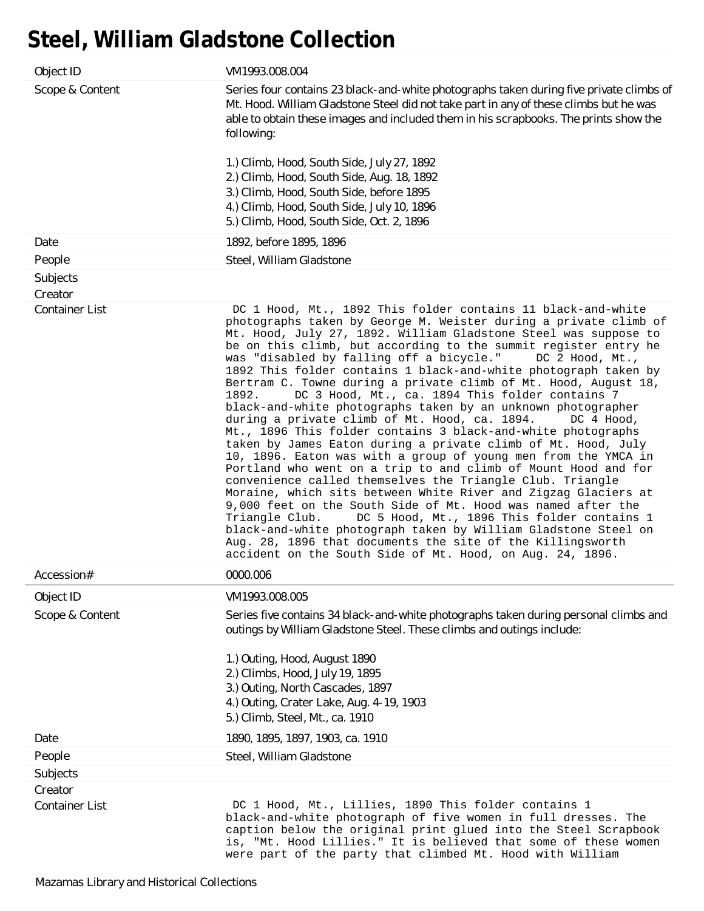# Steel, William Gladstone Collection

| | |
|---|---|
| Object ID | VM1993.008.004 |
| Scope & Content | Series four contains 23 black-and-white photographs taken during five private climbs of Mt. Hood. William Gladstone Steel did not take part in any of these climbs but he was able to obtain these images and included them in his scrapbooks. The prints show the following:<br><br>1.) Climb, Hood, South Side, July 27, 1892<br>2.) Climb, Hood, South Side, Aug. 18, 1892<br>3.) Climb, Hood, South Side, before 1895<br>4.) Climb, Hood, South Side, July 10, 1896<br>5.) Climb, Hood, South Side, Oct. 2, 1896 |
| Date | 1892, before 1895, 1896 |
| People | Steel, William Gladstone |
| Subjects | |
| Creator | |
| Container List | DC 1 Hood, Mt., 1892 This folder contains 11 black-and-white photographs taken by George M. Weister during a private climb of Mt. Hood, July 27, 1892. William Gladstone Steel was suppose to be on this climb, but according to the summit register entry he was "disabled by falling off a bicycle." DC 2 Hood, Mt., 1892 This folder contains 1 black-and-white photograph taken by Bertram C. Towne during a private climb of Mt. Hood, August 18, 1892. DC 3 Hood, Mt., ca. 1894 This folder contains 7 black-and-white photographs taken by an unknown photographer during a private climb of Mt. Hood, ca. 1894. DC 4 Hood, Mt., 1896 This folder contains 3 black-and-white photographs taken by James Eaton during a private climb of Mt. Hood, July 10, 1896. Eaton was with a group of young men from the YMCA in Portland who went on a trip to and climb of Mount Hood and for convenience called themselves the Triangle Club. Triangle Moraine, which sits between White River and Zigzag Glaciers at 9,000 feet on the South Side of Mt. Hood was named after the Triangle Club. DC 5 Hood, Mt., 1896 This folder contains 1 black-and-white photograph taken by William Gladstone Steel on Aug. 28, 1896 that documents the site of the Killingsworth accident on the South Side of Mt. Hood, on Aug. 24, 1896. |
| Accession# | 0000.006 |

| | |
|---|---|
| Object ID | VM1993.008.005 |
| Scope & Content | Series five contains 34 black-and-white photographs taken during personal climbs and outings by William Gladstone Steel. These climbs and outings include:<br><br>1.) Outing, Hood, August 1890<br>2.) Climbs, Hood, July 19, 1895<br>3.) Outing, North Cascades, 1897<br>4.) Outing, Crater Lake, Aug. 4-19, 1903<br>5.) Climb, Steel, Mt., ca. 1910 |
| Date | 1890, 1895, 1897, 1903, ca. 1910 |
| People | Steel, William Gladstone |
| Subjects | |
| Creator | |
| Container List | DC 1 Hood, Mt., Lillies, 1890 This folder contains 1 black-and-white photograph of five women in full dresses. The caption below the original print glued into the Steel Scrapbook is, "Mt. Hood Lillies." It is believed that some of these women were part of the party that climbed Mt. Hood with William |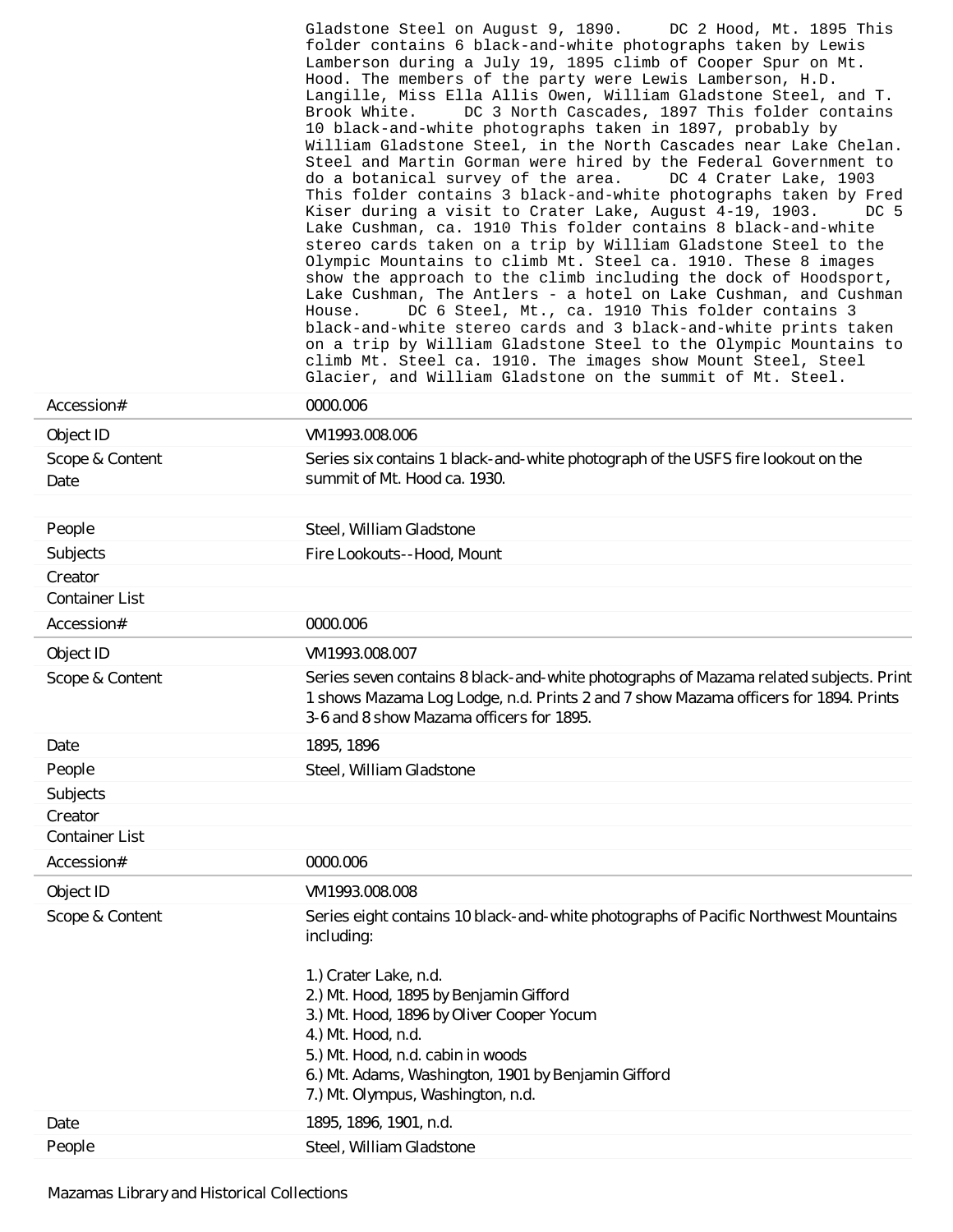Gladstone Steel on August 9, 1890. DC 2 Hood, Mt. 1895 This folder contains 6 black-and-white photographs taken by Lewis Lamberson during a July 19, 1895 climb of Cooper Spur on Mt. Hood. The members of the party were Lewis Lamberson, H.D. Langille, Miss Ella Allis Owen, William Gladstone Steel, and T. Brook White. DC 3 North Cascades, 1897 This folder contains 10 black-and-white photographs taken in 1897, probably by William Gladstone Steel, in the North Cascades near Lake Chelan. Steel and Martin Gorman were hired by the Federal Government to do a botanical survey of the area. DC 4 Crater Lake, 1903 This folder contains 3 black-and-white photographs taken by Fred Kiser during a visit to Crater Lake, August 4-19, 1903. DC 5 Lake Cushman, ca. 1910 This folder contains 8 black-and-white stereo cards taken on a trip by William Gladstone Steel to the Olympic Mountains to climb Mt. Steel ca. 1910. These 8 images show the approach to the climb including the dock of Hoodsport, Lake Cushman, The Antlers - a hotel on Lake Cushman, and Cushman House. DC 6 Steel, Mt., ca. 1910 This folder contains 3 black-and-white stereo cards and 3 black-and-white prints taken on a trip by William Gladstone Steel to the Olympic Mountains to climb Mt. Steel ca. 1910. The images show Mount Steel, Steel Glacier, and William Gladstone on the summit of Mt. Steel.

| | |
|---|---|
| Accession# | 0000.006 |

| | |
|---|---|
| Object ID | VM1993.008.006 |
| Scope & Content | Series six contains 1 black-and-white photograph of the USFS fire lookout on the summit of Mt. Hood ca. 1930. |
| Date | |
| People | Steel, William Gladstone |
| Subjects | Fire Lookouts--Hood, Mount |
| Creator | |
| Container List | |
| Accession# | 0000.006 |

| | |
|---|---|
| Object ID | VM1993.008.007 |
| Scope & Content | Series seven contains 8 black-and-white photographs of Mazama related subjects. Print 1 shows Mazama Log Lodge, n.d. Prints 2 and 7 show Mazama officers for 1894. Prints 3-6 and 8 show Mazama officers for 1895. |
| Date | 1895, 1896 |
| People | Steel, William Gladstone |
| Subjects | |
| Creator | |
| Container List | |
| Accession# | 0000.006 |

| | |
|---|---|
| Object ID | VM1993.008.008 |
| Scope & Content | Series eight contains 10 black-and-white photographs of Pacific Northwest Mountains including:<br><br>1.) Crater Lake, n.d.<br>2.) Mt. Hood, 1895 by Benjamin Gifford<br>3.) Mt. Hood, 1896 by Oliver Cooper Yocum<br>4.) Mt. Hood, n.d.<br>5.) Mt. Hood, n.d. cabin in woods<br>6.) Mt. Adams, Washington, 1901 by Benjamin Gifford<br>7.) Mt. Olympus, Washington, n.d. |
| Date | 1895, 1896, 1901, n.d. |
| People | Steel, William Gladstone |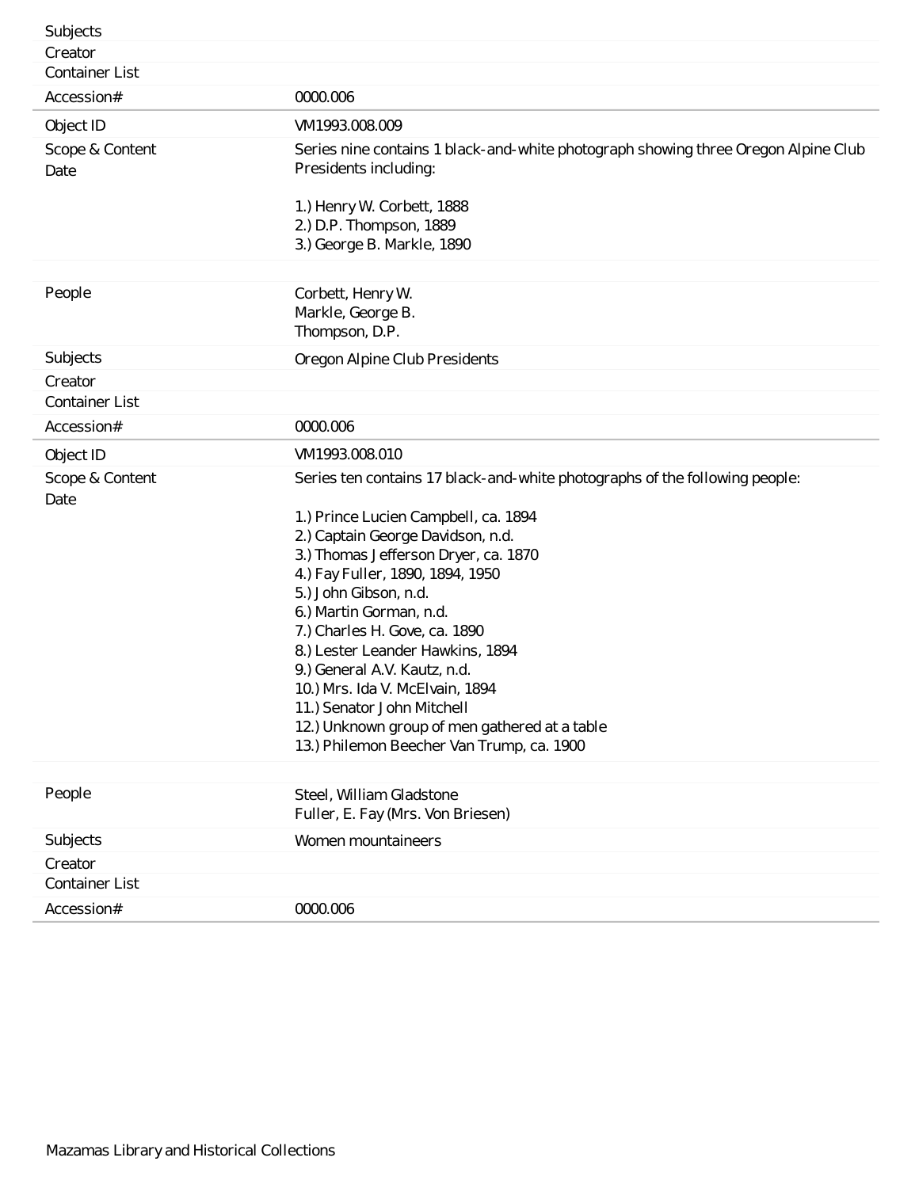| | |
|---|---|
| Subjects | |
| Creator | |
| Container List | |
| Accession# | 0000.006 |

| | |
|---|---|
| Object ID | VM1993.008.009 |
| Scope & Content | Series nine contains 1 black-and-white photograph showing three Oregon Alpine Club Presidents including:<br><br>1.) Henry W. Corbett, 1888<br>2.) D.P. Thompson, 1889<br>3.) George B. Markle, 1890 |
| Date | |
| People | Corbett, Henry W.<br>Markle, George B.<br>Thompson, D.P. |
| Subjects | Oregon Alpine Club Presidents |
| Creator | |
| Container List | |
| Accession# | 0000.006 |

| | |
|---|---|
| Object ID | VM1993.008.010 |
| Scope & Content | Series ten contains 17 black-and-white photographs of the following people:<br><br>1.) Prince Lucien Campbell, ca. 1894<br>2.) Captain George Davidson, n.d.<br>3.) Thomas Jefferson Dryer, ca. 1870<br>4.) Fay Fuller, 1890, 1894, 1950<br>5.) John Gibson, n.d.<br>6.) Martin Gorman, n.d.<br>7.) Charles H. Gove, ca. 1890<br>8.) Lester Leander Hawkins, 1894<br>9.) General A.V. Kautz, n.d.<br>10.) Mrs. Ida V. McElvain, 1894<br>11.) Senator John Mitchell<br>12.) Unknown group of men gathered at a table<br>13.) Philemon Beecher Van Trump, ca. 1900 |
| Date | |
| People | Steel, William Gladstone<br>Fuller, E. Fay (Mrs. Von Briesen) |
| Subjects | Women mountaineers |
| Creator | |
| Container List | |
| Accession# | 0000.006 |